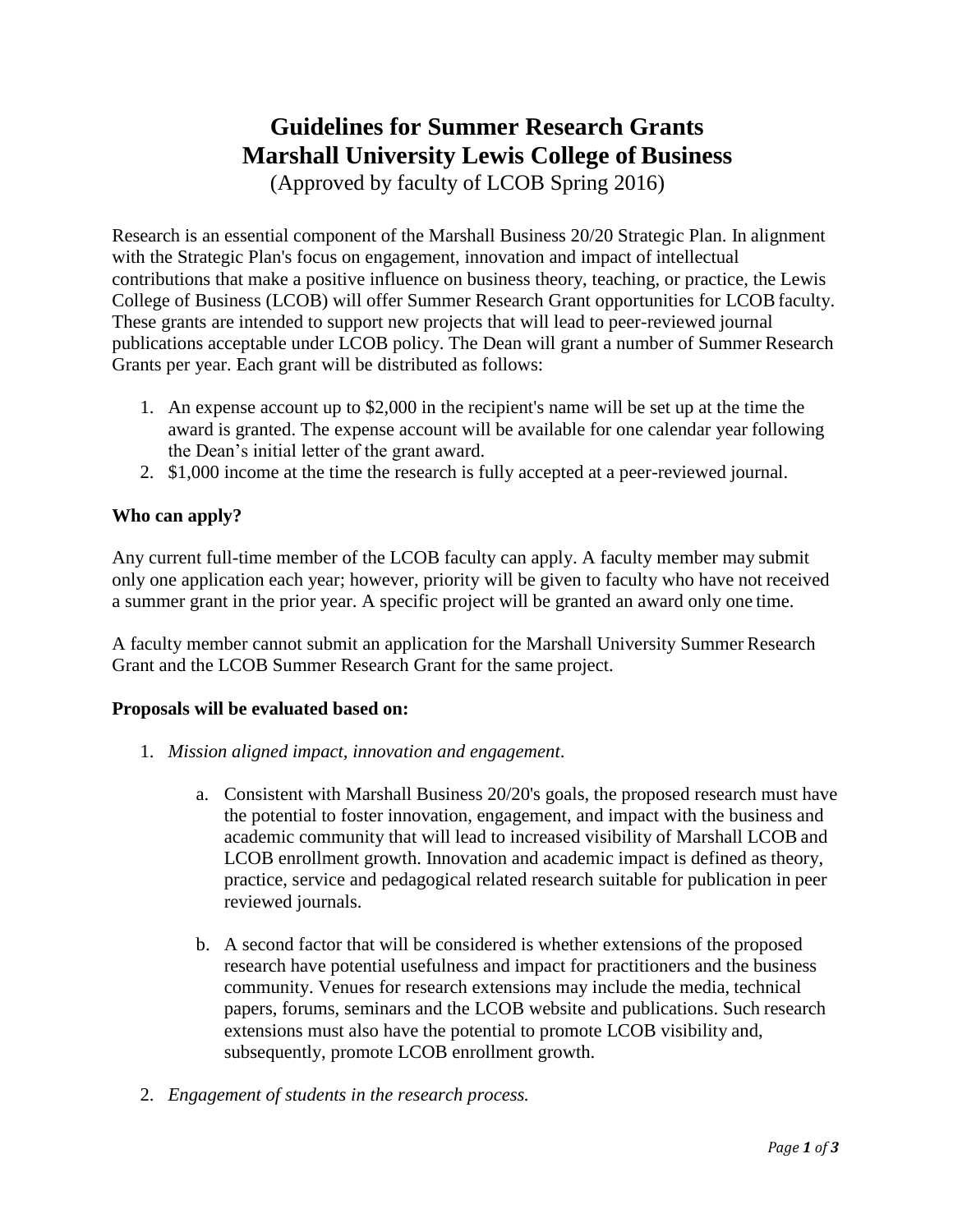# Guidelines for Summer Research Grants
# Marshall University Lewis College of Business

(Approved by faculty of LCOB Spring 2016)

Research is an essential component of the Marshall Business 20/20 Strategic Plan. In alignment with the Strategic Plan's focus on engagement, innovation and impact of intellectual contributions that make a positive influence on business theory, teaching, or practice, the Lewis College of Business (LCOB) will offer Summer Research Grant opportunities for LCOB faculty. These grants are intended to support new projects that will lead to peer-reviewed journal publications acceptable under LCOB policy. The Dean will grant a number of Summer Research Grants per year. Each grant will be distributed as follows:

1. An expense account up to $2,000 in the recipient's name will be set up at the time the award is granted. The expense account will be available for one calendar year following the Dean's initial letter of the grant award.
2. $1,000 income at the time the research is fully accepted at a peer-reviewed journal.

**Who can apply?**

Any current full-time member of the LCOB faculty can apply. A faculty member may submit only one application each year; however, priority will be given to faculty who have not received a summer grant in the prior year. A specific project will be granted an award only one time.

A faculty member cannot submit an application for the Marshall University Summer Research Grant and the LCOB Summer Research Grant for the same project.

**Proposals will be evaluated based on:**

1. *Mission aligned impact, innovation and engagement*.
   a. Consistent with Marshall Business 20/20's goals, the proposed research must have the potential to foster innovation, engagement, and impact with the business and academic community that will lead to increased visibility of Marshall LCOB and LCOB enrollment growth. Innovation and academic impact is defined as theory, practice, service and pedagogical related research suitable for publication in peer reviewed journals.
   b. A second factor that will be considered is whether extensions of the proposed research have potential usefulness and impact for practitioners and the business community. Venues for research extensions may include the media, technical papers, forums, seminars and the LCOB website and publications. Such research extensions must also have the potential to promote LCOB visibility and, subsequently, promote LCOB enrollment growth.
2. *Engagement of students in the research process.*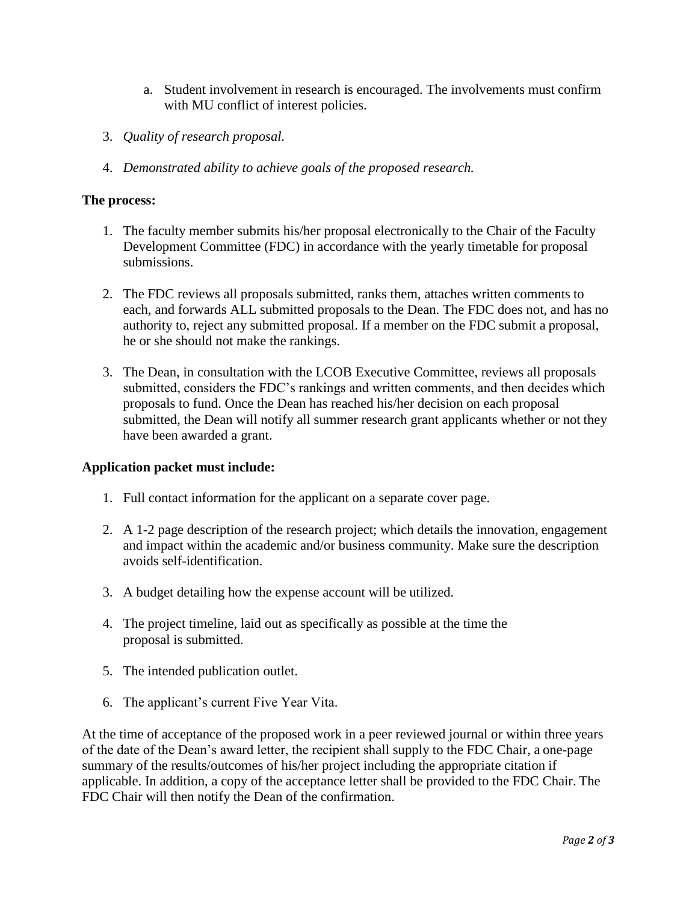a. Student involvement in research is encouraged. The involvements must confirm with MU conflict of interest policies.

3. *Quality of research proposal.*

4. *Demonstrated ability to achieve goals of the proposed research.*

**The process:**

1. The faculty member submits his/her proposal electronically to the Chair of the Faculty Development Committee (FDC) in accordance with the yearly timetable for proposal submissions.

2. The FDC reviews all proposals submitted, ranks them, attaches written comments to each, and forwards ALL submitted proposals to the Dean. The FDC does not, and has no authority to, reject any submitted proposal. If a member on the FDC submit a proposal, he or she should not make the rankings.

3. The Dean, in consultation with the LCOB Executive Committee, reviews all proposals submitted, considers the FDC's rankings and written comments, and then decides which proposals to fund. Once the Dean has reached his/her decision on each proposal submitted, the Dean will notify all summer research grant applicants whether or not they have been awarded a grant.

**Application packet must include:**

1. Full contact information for the applicant on a separate cover page.

2. A 1-2 page description of the research project; which details the innovation, engagement and impact within the academic and/or business community. Make sure the description avoids self-identification.

3. A budget detailing how the expense account will be utilized.

4. The project timeline, laid out as specifically as possible at the time the proposal is submitted.

5. The intended publication outlet.

6. The applicant's current Five Year Vita.

At the time of acceptance of the proposed work in a peer reviewed journal or within three years of the date of the Dean's award letter, the recipient shall supply to the FDC Chair, a one-page summary of the results/outcomes of his/her project including the appropriate citation if applicable. In addition, a copy of the acceptance letter shall be provided to the FDC Chair. The FDC Chair will then notify the Dean of the confirmation.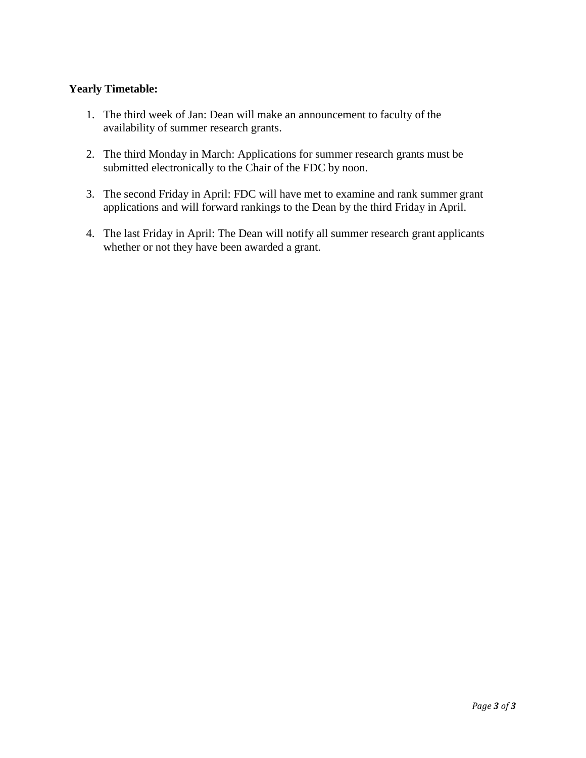**Yearly Timetable:**

1. The third week of Jan: Dean will make an announcement to faculty of the availability of summer research grants.

2. The third Monday in March: Applications for summer research grants must be submitted electronically to the Chair of the FDC by noon.

3. The second Friday in April: FDC will have met to examine and rank summer grant applications and will forward rankings to the Dean by the third Friday in April.

4. The last Friday in April: The Dean will notify all summer research grant applicants whether or not they have been awarded a grant.